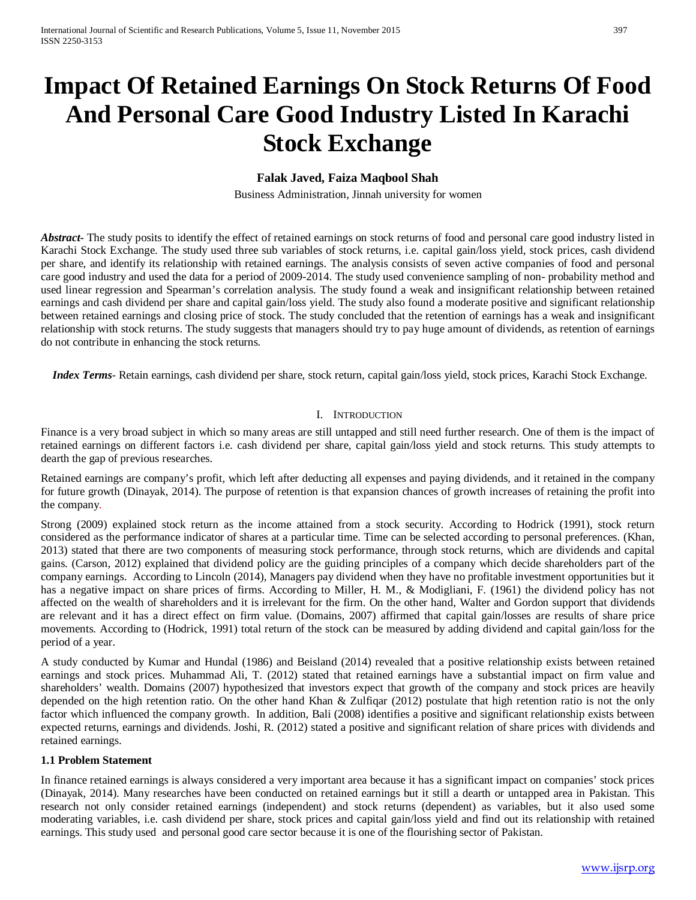# Impact Of Retained Earnings On Stock Returns Of Food And Personal Care Good Industry Listed In Karachi Stock Exchange

**Falak Javed, Faiza Maqbool Shah**

Business Administration, Jinnah university for women

***Abstract-*** The study posits to identify the effect of retained earnings on stock returns of food and personal care good industry listed in Karachi Stock Exchange. The study used three sub variables of stock returns, i.e. capital gain/loss yield, stock prices, cash dividend per share, and identify its relationship with retained earnings. The analysis consists of seven active companies of food and personal care good industry and used the data for a period of 2009-2014. The study used convenience sampling of non- probability method and used linear regression and Spearman's correlation analysis. The study found a weak and insignificant relationship between retained earnings and cash dividend per share and capital gain/loss yield. The study also found a moderate positive and significant relationship between retained earnings and closing price of stock. The study concluded that the retention of earnings has a weak and insignificant relationship with stock returns. The study suggests that managers should try to pay huge amount of dividends, as retention of earnings do not contribute in enhancing the stock returns.

***Index Terms***- Retain earnings, cash dividend per share, stock return, capital gain/loss yield, stock prices, Karachi Stock Exchange.

## I. Introduction

Finance is a very broad subject in which so many areas are still untapped and still need further research. One of them is the impact of retained earnings on different factors i.e. cash dividend per share, capital gain/loss yield and stock returns. This study attempts to dearth the gap of previous researches.

Retained earnings are company's profit, which left after deducting all expenses and paying dividends, and it retained in the company for future growth (Dinayak, 2014). The purpose of retention is that expansion chances of growth increases of retaining the profit into the company.

Strong (2009) explained stock return as the income attained from a stock security. According to Hodrick (1991), stock return considered as the performance indicator of shares at a particular time. Time can be selected according to personal preferences. (Khan, 2013) stated that there are two components of measuring stock performance, through stock returns, which are dividends and capital gains. (Carson, 2012) explained that dividend policy are the guiding principles of a company which decide shareholders part of the company earnings. According to Lincoln (2014), Managers pay dividend when they have no profitable investment opportunities but it has a negative impact on share prices of firms. According to Miller, H. M., & Modigliani, F. (1961) the dividend policy has not affected on the wealth of shareholders and it is irrelevant for the firm. On the other hand, Walter and Gordon support that dividends are relevant and it has a direct effect on firm value. (Domains, 2007) affirmed that capital gain/losses are results of share price movements. According to (Hodrick, 1991) total return of the stock can be measured by adding dividend and capital gain/loss for the period of a year.

A study conducted by Kumar and Hundal (1986) and Beisland (2014) revealed that a positive relationship exists between retained earnings and stock prices. Muhammad Ali, T. (2012) stated that retained earnings have a substantial impact on firm value and shareholders' wealth. Domains (2007) hypothesized that investors expect that growth of the company and stock prices are heavily depended on the high retention ratio. On the other hand Khan & Zulfiqar (2012) postulate that high retention ratio is not the only factor which influenced the company growth. In addition, Bali (2008) identifies a positive and significant relationship exists between expected returns, earnings and dividends. Joshi, R. (2012) stated a positive and significant relation of share prices with dividends and retained earnings.

**1.1 Problem Statement**

In finance retained earnings is always considered a very important area because it has a significant impact on companies' stock prices (Dinayak, 2014). Many researches have been conducted on retained earnings but it still a dearth or untapped area in Pakistan. This research not only consider retained earnings (independent) and stock returns (dependent) as variables, but it also used some moderating variables, i.e. cash dividend per share, stock prices and capital gain/loss yield and find out its relationship with retained earnings. This study used and personal good care sector because it is one of the flourishing sector of Pakistan.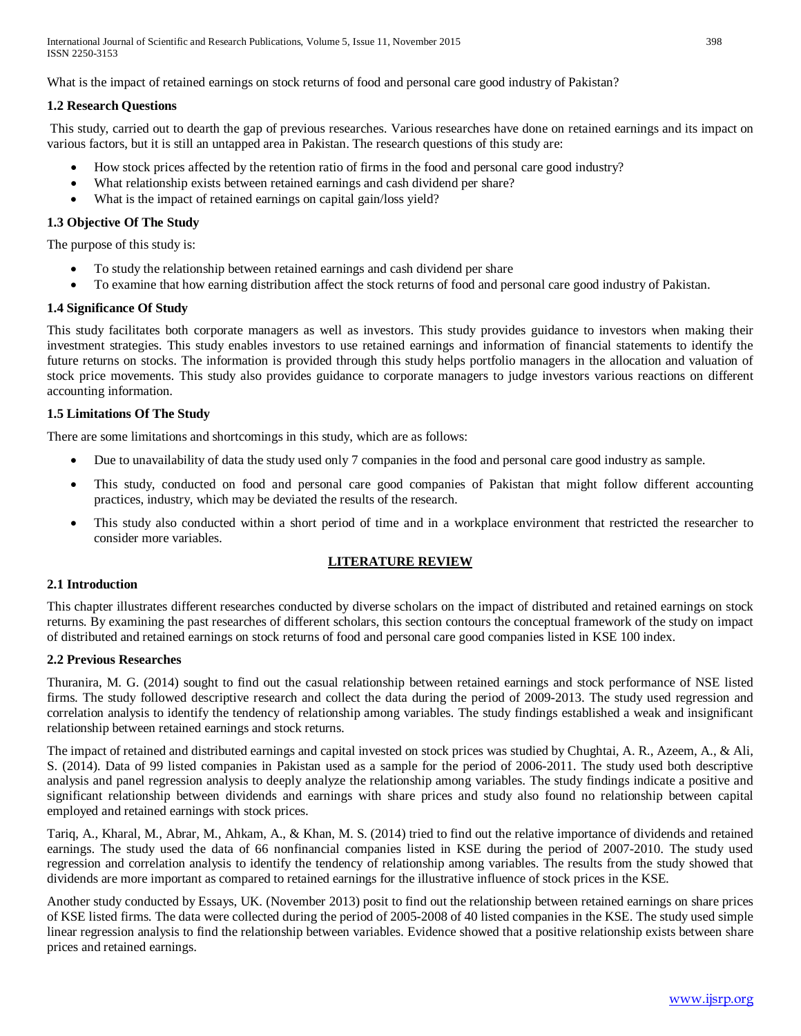What is the impact of retained earnings on stock returns of food and personal care good industry of Pakistan?

### 1.2 Research Questions

This study, carried out to dearth the gap of previous researches. Various researches have done on retained earnings and its impact on various factors, but it is still an untapped area in Pakistan. The research questions of this study are:

- How stock prices affected by the retention ratio of firms in the food and personal care good industry?
- What relationship exists between retained earnings and cash dividend per share?
- What is the impact of retained earnings on capital gain/loss yield?

### 1.3 Objective Of The Study

The purpose of this study is:

- To study the relationship between retained earnings and cash dividend per share
- To examine that how earning distribution affect the stock returns of food and personal care good industry of Pakistan.

### 1.4 Significance Of Study

This study facilitates both corporate managers as well as investors. This study provides guidance to investors when making their investment strategies. This study enables investors to use retained earnings and information of financial statements to identify the future returns on stocks. The information is provided through this study helps portfolio managers in the allocation and valuation of stock price movements. This study also provides guidance to corporate managers to judge investors various reactions on different accounting information.

### 1.5 Limitations Of The Study

There are some limitations and shortcomings in this study, which are as follows:

- Due to unavailability of data the study used only 7 companies in the food and personal care good industry as sample.
- This study, conducted on food and personal care good companies of Pakistan that might follow different accounting practices, industry, which may be deviated the results of the research.
- This study also conducted within a short period of time and in a workplace environment that restricted the researcher to consider more variables.

## LITERATURE REVIEW

### 2.1 Introduction

This chapter illustrates different researches conducted by diverse scholars on the impact of distributed and retained earnings on stock returns. By examining the past researches of different scholars, this section contours the conceptual framework of the study on impact of distributed and retained earnings on stock returns of food and personal care good companies listed in KSE 100 index.

### 2.2 Previous Researches

Thuranira, M. G. (2014) sought to find out the casual relationship between retained earnings and stock performance of NSE listed firms. The study followed descriptive research and collect the data during the period of 2009-2013. The study used regression and correlation analysis to identify the tendency of relationship among variables. The study findings established a weak and insignificant relationship between retained earnings and stock returns.

The impact of retained and distributed earnings and capital invested on stock prices was studied by Chughtai, A. R., Azeem, A., & Ali, S. (2014). Data of 99 listed companies in Pakistan used as a sample for the period of 2006-2011. The study used both descriptive analysis and panel regression analysis to deeply analyze the relationship among variables. The study findings indicate a positive and significant relationship between dividends and earnings with share prices and study also found no relationship between capital employed and retained earnings with stock prices.

Tariq, A., Kharal, M., Abrar, M., Ahkam, A., & Khan, M. S. (2014) tried to find out the relative importance of dividends and retained earnings. The study used the data of 66 nonfinancial companies listed in KSE during the period of 2007-2010. The study used regression and correlation analysis to identify the tendency of relationship among variables. The results from the study showed that dividends are more important as compared to retained earnings for the illustrative influence of stock prices in the KSE.

Another study conducted by Essays, UK. (November 2013) posit to find out the relationship between retained earnings on share prices of KSE listed firms. The data were collected during the period of 2005-2008 of 40 listed companies in the KSE. The study used simple linear regression analysis to find the relationship between variables. Evidence showed that a positive relationship exists between share prices and retained earnings.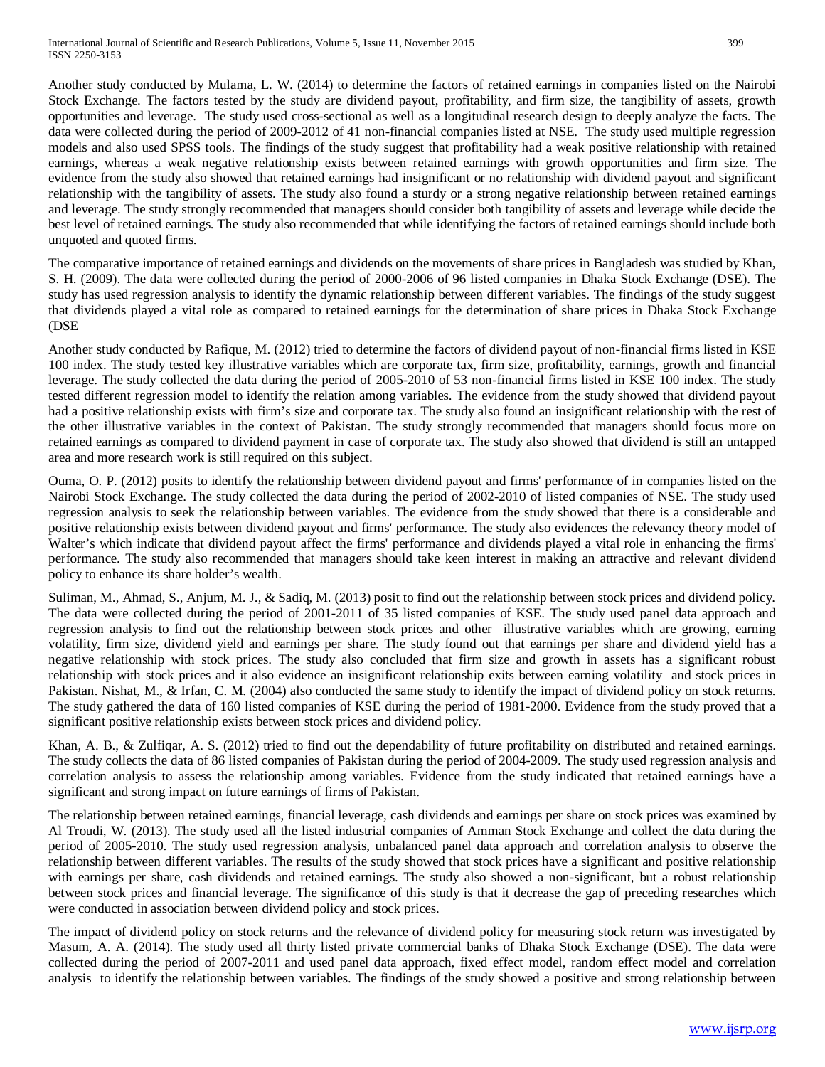Another study conducted by Mulama, L. W. (2014) to determine the factors of retained earnings in companies listed on the Nairobi Stock Exchange. The factors tested by the study are dividend payout, profitability, and firm size, the tangibility of assets, growth opportunities and leverage. The study used cross-sectional as well as a longitudinal research design to deeply analyze the facts. The data were collected during the period of 2009-2012 of 41 non-financial companies listed at NSE. The study used multiple regression models and also used SPSS tools. The findings of the study suggest that profitability had a weak positive relationship with retained earnings, whereas a weak negative relationship exists between retained earnings with growth opportunities and firm size. The evidence from the study also showed that retained earnings had insignificant or no relationship with dividend payout and significant relationship with the tangibility of assets. The study also found a sturdy or a strong negative relationship between retained earnings and leverage. The study strongly recommended that managers should consider both tangibility of assets and leverage while decide the best level of retained earnings. The study also recommended that while identifying the factors of retained earnings should include both unquoted and quoted firms.

The comparative importance of retained earnings and dividends on the movements of share prices in Bangladesh was studied by Khan, S. H. (2009). The data were collected during the period of 2000-2006 of 96 listed companies in Dhaka Stock Exchange (DSE). The study has used regression analysis to identify the dynamic relationship between different variables. The findings of the study suggest that dividends played a vital role as compared to retained earnings for the determination of share prices in Dhaka Stock Exchange (DSE

Another study conducted by Rafique, M. (2012) tried to determine the factors of dividend payout of non-financial firms listed in KSE 100 index. The study tested key illustrative variables which are corporate tax, firm size, profitability, earnings, growth and financial leverage. The study collected the data during the period of 2005-2010 of 53 non-financial firms listed in KSE 100 index. The study tested different regression model to identify the relation among variables. The evidence from the study showed that dividend payout had a positive relationship exists with firm's size and corporate tax. The study also found an insignificant relationship with the rest of the other illustrative variables in the context of Pakistan. The study strongly recommended that managers should focus more on retained earnings as compared to dividend payment in case of corporate tax. The study also showed that dividend is still an untapped area and more research work is still required on this subject.

Ouma, O. P. (2012) posits to identify the relationship between dividend payout and firms' performance of in companies listed on the Nairobi Stock Exchange. The study collected the data during the period of 2002-2010 of listed companies of NSE. The study used regression analysis to seek the relationship between variables. The evidence from the study showed that there is a considerable and positive relationship exists between dividend payout and firms' performance. The study also evidences the relevancy theory model of Walter's which indicate that dividend payout affect the firms' performance and dividends played a vital role in enhancing the firms' performance. The study also recommended that managers should take keen interest in making an attractive and relevant dividend policy to enhance its share holder's wealth.

Suliman, M., Ahmad, S., Anjum, M. J., & Sadiq, M. (2013) posit to find out the relationship between stock prices and dividend policy. The data were collected during the period of 2001-2011 of 35 listed companies of KSE. The study used panel data approach and regression analysis to find out the relationship between stock prices and other illustrative variables which are growing, earning volatility, firm size, dividend yield and earnings per share. The study found out that earnings per share and dividend yield has a negative relationship with stock prices. The study also concluded that firm size and growth in assets has a significant robust relationship with stock prices and it also evidence an insignificant relationship exits between earning volatility and stock prices in Pakistan. Nishat, M., & Irfan, C. M. (2004) also conducted the same study to identify the impact of dividend policy on stock returns. The study gathered the data of 160 listed companies of KSE during the period of 1981-2000. Evidence from the study proved that a significant positive relationship exists between stock prices and dividend policy.

Khan, A. B., & Zulfiqar, A. S. (2012) tried to find out the dependability of future profitability on distributed and retained earnings. The study collects the data of 86 listed companies of Pakistan during the period of 2004-2009. The study used regression analysis and correlation analysis to assess the relationship among variables. Evidence from the study indicated that retained earnings have a significant and strong impact on future earnings of firms of Pakistan.

The relationship between retained earnings, financial leverage, cash dividends and earnings per share on stock prices was examined by Al Troudi, W. (2013). The study used all the listed industrial companies of Amman Stock Exchange and collect the data during the period of 2005-2010. The study used regression analysis, unbalanced panel data approach and correlation analysis to observe the relationship between different variables. The results of the study showed that stock prices have a significant and positive relationship with earnings per share, cash dividends and retained earnings. The study also showed a non-significant, but a robust relationship between stock prices and financial leverage. The significance of this study is that it decrease the gap of preceding researches which were conducted in association between dividend policy and stock prices.

The impact of dividend policy on stock returns and the relevance of dividend policy for measuring stock return was investigated by Masum, A. A. (2014). The study used all thirty listed private commercial banks of Dhaka Stock Exchange (DSE). The data were collected during the period of 2007-2011 and used panel data approach, fixed effect model, random effect model and correlation analysis to identify the relationship between variables. The findings of the study showed a positive and strong relationship between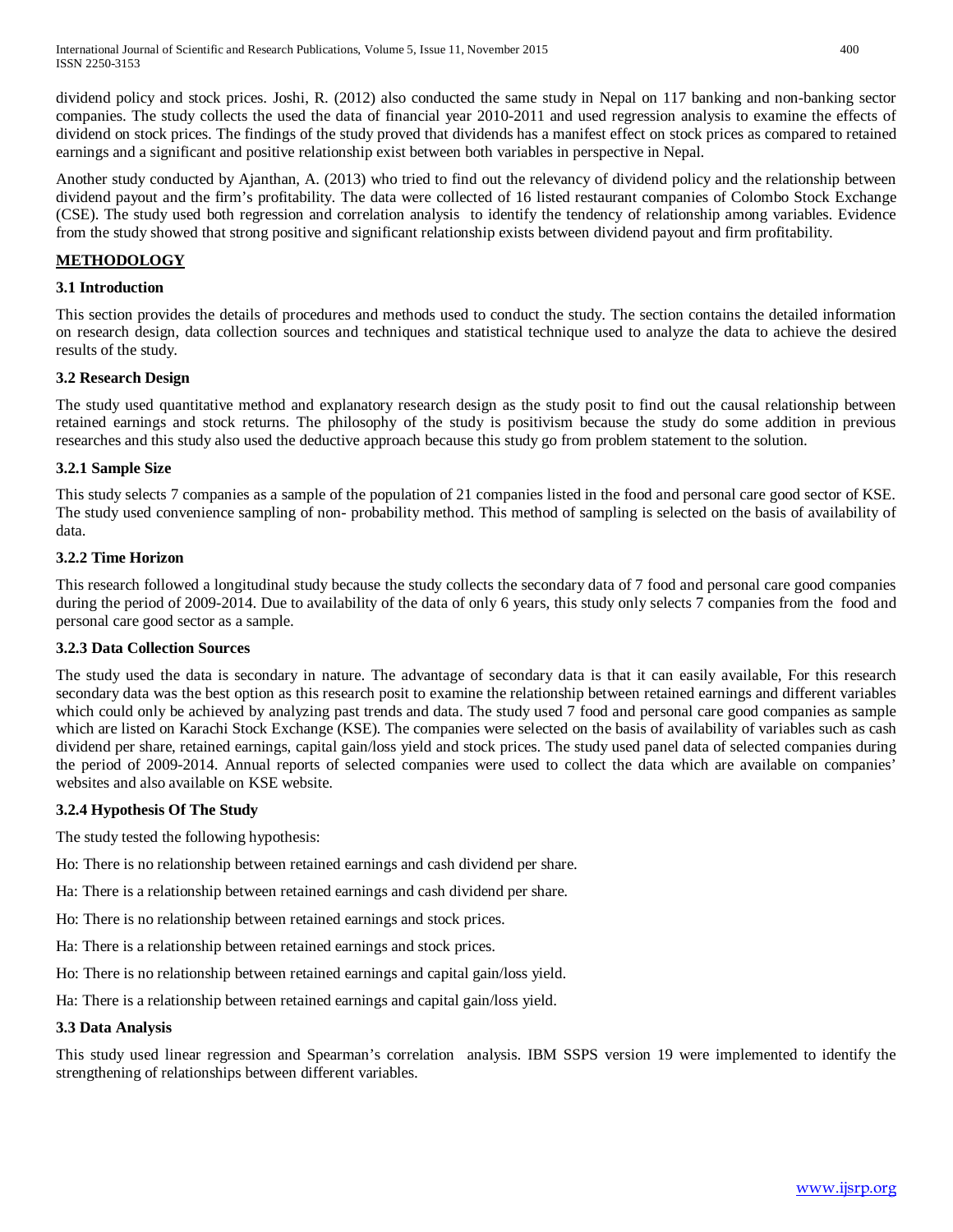dividend policy and stock prices. Joshi, R. (2012) also conducted the same study in Nepal on 117 banking and non-banking sector companies. The study collects the used the data of financial year 2010-2011 and used regression analysis to examine the effects of dividend on stock prices. The findings of the study proved that dividends has a manifest effect on stock prices as compared to retained earnings and a significant and positive relationship exist between both variables in perspective in Nepal.

Another study conducted by Ajanthan, A. (2013) who tried to find out the relevancy of dividend policy and the relationship between dividend payout and the firm's profitability. The data were collected of 16 listed restaurant companies of Colombo Stock Exchange (CSE). The study used both regression and correlation analysis to identify the tendency of relationship among variables. Evidence from the study showed that strong positive and significant relationship exists between dividend payout and firm profitability.

## METHODOLOGY

### 3.1 Introduction

This section provides the details of procedures and methods used to conduct the study. The section contains the detailed information on research design, data collection sources and techniques and statistical technique used to analyze the data to achieve the desired results of the study.

### 3.2 Research Design

The study used quantitative method and explanatory research design as the study posit to find out the causal relationship between retained earnings and stock returns. The philosophy of the study is positivism because the study do some addition in previous researches and this study also used the deductive approach because this study go from problem statement to the solution.

#### 3.2.1 Sample Size

This study selects 7 companies as a sample of the population of 21 companies listed in the food and personal care good sector of KSE. The study used convenience sampling of non- probability method. This method of sampling is selected on the basis of availability of data.

#### 3.2.2 Time Horizon

This research followed a longitudinal study because the study collects the secondary data of 7 food and personal care good companies during the period of 2009-2014. Due to availability of the data of only 6 years, this study only selects 7 companies from the food and personal care good sector as a sample.

#### 3.2.3 Data Collection Sources

The study used the data is secondary in nature. The advantage of secondary data is that it can easily available, For this research secondary data was the best option as this research posit to examine the relationship between retained earnings and different variables which could only be achieved by analyzing past trends and data. The study used 7 food and personal care good companies as sample which are listed on Karachi Stock Exchange (KSE). The companies were selected on the basis of availability of variables such as cash dividend per share, retained earnings, capital gain/loss yield and stock prices. The study used panel data of selected companies during the period of 2009-2014. Annual reports of selected companies were used to collect the data which are available on companies' websites and also available on KSE website.

#### 3.2.4 Hypothesis Of The Study

The study tested the following hypothesis:

Ho: There is no relationship between retained earnings and cash dividend per share.

Ha: There is a relationship between retained earnings and cash dividend per share.

Ho: There is no relationship between retained earnings and stock prices.

Ha: There is a relationship between retained earnings and stock prices.

Ho: There is no relationship between retained earnings and capital gain/loss yield.

Ha: There is a relationship between retained earnings and capital gain/loss yield.

### 3.3 Data Analysis

This study used linear regression and Spearman's correlation analysis. IBM SSPS version 19 were implemented to identify the strengthening of relationships between different variables.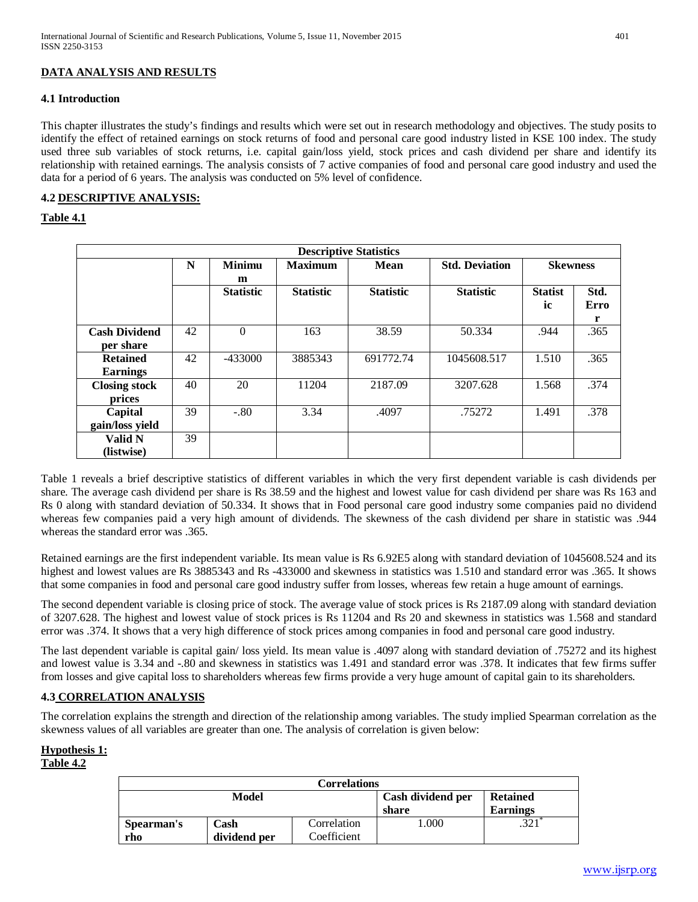## DATA ANALYSIS AND RESULTS

### 4.1 Introduction

This chapter illustrates the study's findings and results which were set out in research methodology and objectives. The study posits to identify the effect of retained earnings on stock returns of food and personal care good industry listed in KSE 100 index. The study used three sub variables of stock returns, i.e. capital gain/loss yield, stock prices and cash dividend per share and identify its relationship with retained earnings. The analysis consists of 7 active companies of food and personal care good industry and used the data for a period of 6 years. The analysis was conducted on 5% level of confidence.

### 4.2 DESCRIPTIVE ANALYSIS:

**Table 4.1**

| Descriptive Statistics | | | | | | | |
|---|---|---|---|---|---|---|---|
| | N | Minimum | Maximum | Mean | Std. Deviation | Skewness | |
| | | Statistic | Statistic | Statistic | Statistic | Statistic | Std. Error |
| **Cash Dividend per share** | 42 | 0 | 163 | 38.59 | 50.334 | .944 | .365 |
| **Retained Earnings** | 42 | -433000 | 3885343 | 691772.74 | 1045608.517 | 1.510 | .365 |
| **Closing stock prices** | 40 | 20 | 11204 | 2187.09 | 3207.628 | 1.568 | .374 |
| **Capital gain/loss yield** | 39 | -.80 | 3.34 | .4097 | .75272 | 1.491 | .378 |
| **Valid N (listwise)** | 39 | | | | | | |

Table 1 reveals a brief descriptive statistics of different variables in which the very first dependent variable is cash dividends per share. The average cash dividend per share is Rs 38.59 and the highest and lowest value for cash dividend per share was Rs 163 and Rs 0 along with standard deviation of 50.334. It shows that in Food personal care good industry some companies paid no dividend whereas few companies paid a very high amount of dividends. The skewness of the cash dividend per share in statistic was .944 whereas the standard error was .365.

Retained earnings are the first independent variable. Its mean value is Rs 6.92E5 along with standard deviation of 1045608.524 and its highest and lowest values are Rs 3885343 and Rs -433000 and skewness in statistics was 1.510 and standard error was .365. It shows that some companies in food and personal care good industry suffer from losses, whereas few retain a huge amount of earnings.

The second dependent variable is closing price of stock. The average value of stock prices is Rs 2187.09 along with standard deviation of 3207.628. The highest and lowest value of stock prices is Rs 11204 and Rs 20 and skewness in statistics was 1.568 and standard error was .374. It shows that a very high difference of stock prices among companies in food and personal care good industry.

The last dependent variable is capital gain/ loss yield. Its mean value is .4097 along with standard deviation of .75272 and its highest and lowest value is 3.34 and -.80 and skewness in statistics was 1.491 and standard error was .378. It indicates that few firms suffer from losses and give capital loss to shareholders whereas few firms provide a very huge amount of capital gain to its shareholders.

### 4.3 CORRELATION ANALYSIS

The correlation explains the strength and direction of the relationship among variables. The study implied Spearman correlation as the skewness values of all variables are greater than one. The analysis of correlation is given below:

**Hypothesis 1:**

**Table 4.2**

| Correlations | | | | |
|---|---|---|---|---|
| Model | | | Cash dividend per share | Retained Earnings |
| **Spearman's rho** | **Cash dividend per** | Correlation Coefficient | 1.000 | .321* |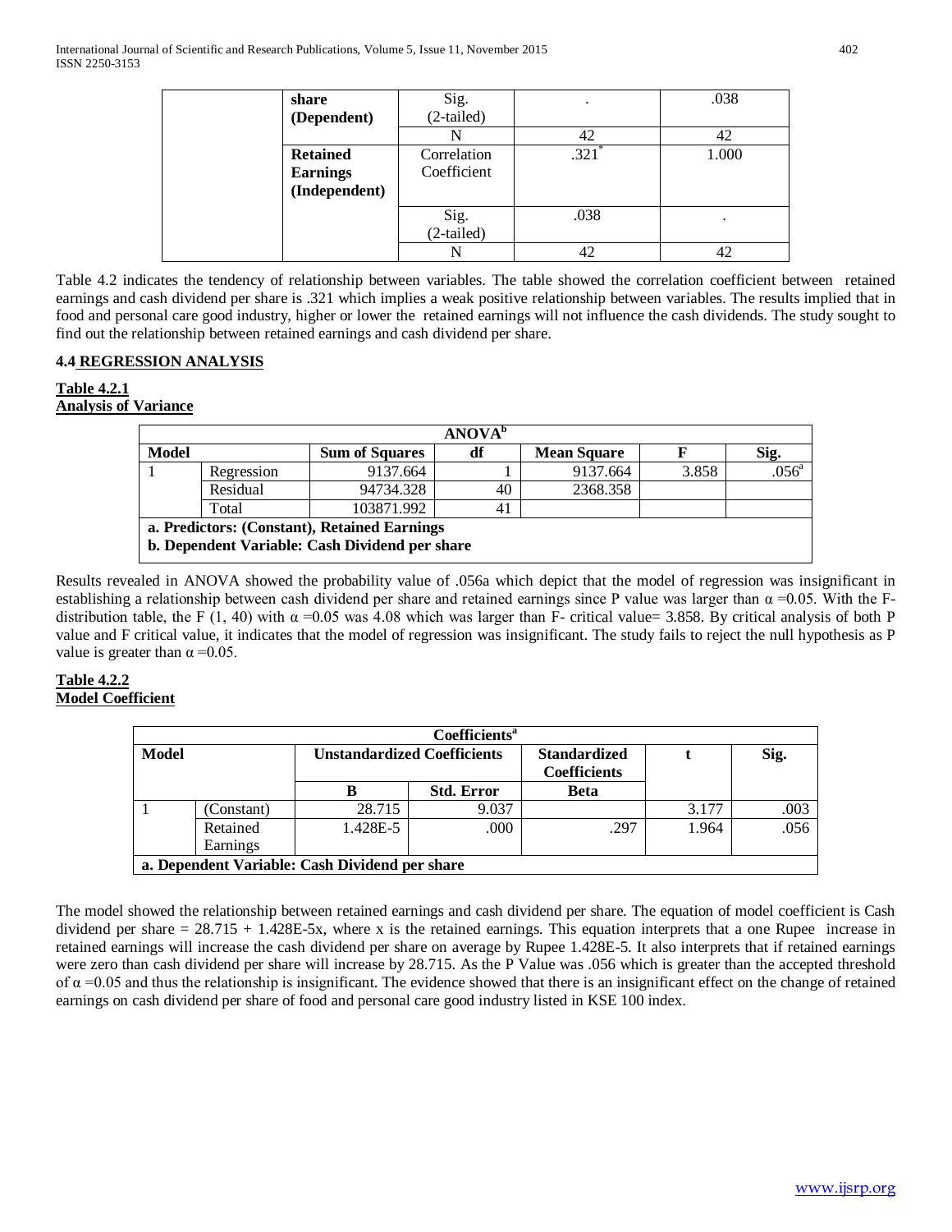| | | | | |
|---|---|---|---|---|
| | **share (Dependent)** | Sig. (2-tailed) | . | .038 |
| | | N | 42 | 42 |
| | **Retained Earnings (Independent)** | Correlation Coefficient | .321* | 1.000 |
| | | Sig. (2-tailed) | .038 | . |
| | | N | 42 | 42 |

Table 4.2 indicates the tendency of relationship between variables. The table showed the correlation coefficient between retained earnings and cash dividend per share is .321 which implies a weak positive relationship between variables. The results implied that in food and personal care good industry, higher or lower the retained earnings will not influence the cash dividends. The study sought to find out the relationship between retained earnings and cash dividend per share.

### 4.4 REGRESSION ANALYSIS

**Table 4.2.1**
**Analysis of Variance**

| ANOVA[b] | | | | | | |
|---|---|---|---|---|---|---|
| **Model** | | **Sum of Squares** | **df** | **Mean Square** | **F** | **Sig.** |
| 1 | Regression | 9137.664 | 1 | 9137.664 | 3.858 | .056[a] |
| | Residual | 94734.328 | 40 | 2368.358 | | |
| | Total | 103871.992 | 41 | | | |

**a. Predictors: (Constant), Retained Earnings**
**b. Dependent Variable: Cash Dividend per share**

Results revealed in ANOVA showed the probability value of .056a which depict that the model of regression was insignificant in establishing a relationship between cash dividend per share and retained earnings since P value was larger than $\alpha = 0.05$. With the F-distribution table, the F (1, 40) with $\alpha = 0.05$ was 4.08 which was larger than F- critical value= 3.858. By critical analysis of both P value and F critical value, it indicates that the model of regression was insignificant. The study fails to reject the null hypothesis as P value is greater than $\alpha = 0.05$.

**Table 4.2.2**
**Model Coefficient**

| Coefficients[a] | | | | | | |
|---|---|---|---|---|---|---|
| **Model** | | **Unstandardized Coefficients** | | **Standardized Coefficients** | **t** | **Sig.** |
| | | **B** | **Std. Error** | **Beta** | | |
| 1 | (Constant) | 28.715 | 9.037 | | 3.177 | .003 |
| | Retained Earnings | 1.428E-5 | .000 | .297 | 1.964 | .056 |

**a. Dependent Variable: Cash Dividend per share**

The model showed the relationship between retained earnings and cash dividend per share. The equation of model coefficient is Cash dividend per share = 28.715 + 1.428E-5x, where x is the retained earnings. This equation interprets that a one Rupee increase in retained earnings will increase the cash dividend per share on average by Rupee 1.428E-5. It also interprets that if retained earnings were zero than cash dividend per share will increase by 28.715. As the P Value was .056 which is greater than the accepted threshold of $\alpha = 0.05$ and thus the relationship is insignificant. The evidence showed that there is an insignificant effect on the change of retained earnings on cash dividend per share of food and personal care good industry listed in KSE 100 index.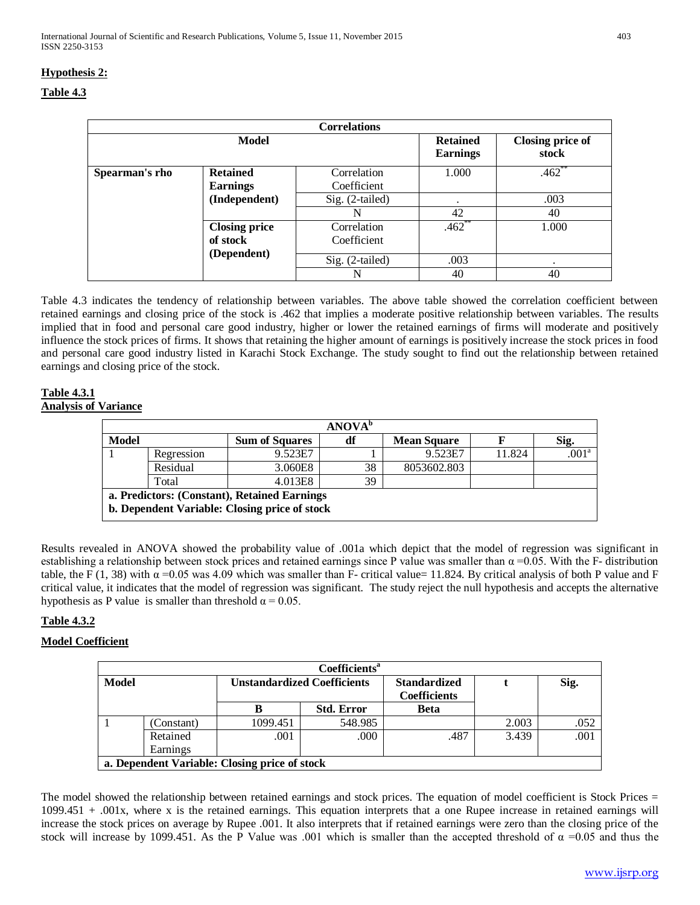**Hypothesis 2:**

**Table 4.3**

| Correlations | | | | |
|---|---|---|---|---|
| Model | | | Retained Earnings | Closing price of stock |
| Spearman's rho | Retained Earnings (Independent) | Correlation Coefficient | 1.000 | .462** |
| | | Sig. (2-tailed) | . | .003 |
| | | N | 42 | 40 |
| | Closing price of stock (Dependent) | Correlation Coefficient | .462** | 1.000 |
| | | Sig. (2-tailed) | .003 | . |
| | | N | 40 | 40 |

Table 4.3 indicates the tendency of relationship between variables. The above table showed the correlation coefficient between retained earnings and closing price of the stock is .462 that implies a moderate positive relationship between variables. The results implied that in food and personal care good industry, higher or lower the retained earnings of firms will moderate and positively influence the stock prices of firms. It shows that retaining the higher amount of earnings is positively increase the stock prices in food and personal care good industry listed in Karachi Stock Exchange. The study sought to find out the relationship between retained earnings and closing price of the stock.

**Table 4.3.1**
**Analysis of Variance**

| ANOVA[b] | | | | | | |
|---|---|---|---|---|---|---|
| Model | | Sum of Squares | df | Mean Square | F | Sig. |
| 1 | Regression | 9.523E7 | 1 | 9.523E7 | 11.824 | .001[a] |
| | Residual | 3.060E8 | 38 | 8053602.803 | | |
| | Total | 4.013E8 | 39 | | | |
| a. Predictors: (Constant), Retained Earnings | | | | | | |
| b. Dependent Variable: Closing price of stock | | | | | | |

Results revealed in ANOVA showed the probability value of .001a which depict that the model of regression was significant in establishing a relationship between stock prices and retained earnings since P value was smaller than $\alpha = 0.05$. With the F- distribution table, the $F(1, 38)$ with $\alpha = 0.05$ was 4.09 which was smaller than F- critical value= 11.824. By critical analysis of both P value and F critical value, it indicates that the model of regression was significant. The study reject the null hypothesis and accepts the alternative hypothesis as P value is smaller than threshold $\alpha = 0.05$.

**Table 4.3.2**

**Model Coefficient**

| Coefficients[a] | | | | | | |
|---|---|---|---|---|---|---|
| Model | | Unstandardized Coefficients | | Standardized Coefficients | t | Sig. |
| | | B | Std. Error | Beta | | |
| 1 | (Constant) | 1099.451 | 548.985 | | 2.003 | .052 |
| | Retained Earnings | .001 | .000 | .487 | 3.439 | .001 |
| a. Dependent Variable: Closing price of stock | | | | | | |

The model showed the relationship between retained earnings and stock prices. The equation of model coefficient is Stock Prices = 1099.451 + .001x, where x is the retained earnings. This equation interprets that a one Rupee increase in retained earnings will increase the stock prices on average by Rupee .001. It also interprets that if retained earnings were zero than the closing price of the stock will increase by 1099.451. As the P Value was .001 which is smaller than the accepted threshold of $\alpha = 0.05$ and thus the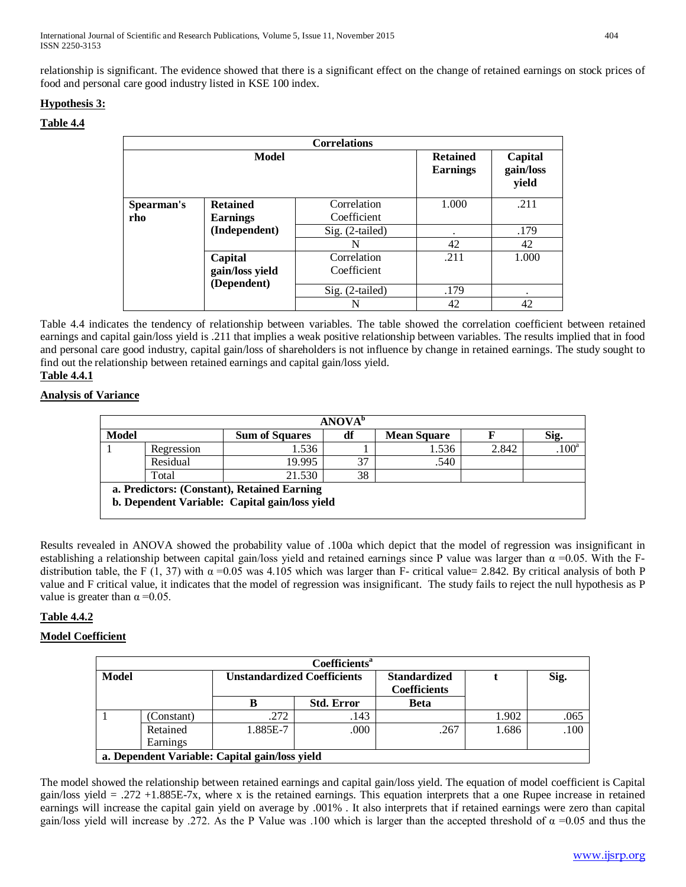relationship is significant. The evidence showed that there is a significant effect on the change of retained earnings on stock prices of food and personal care good industry listed in KSE 100 index.

**Hypothesis 3:**

**Table 4.4**

| Correlations | | | | |
|---|---|---|---|---|
| Model | | | Retained Earnings | Capital gain/loss yield |
| Spearman's rho | Retained Earnings (Independent) | Correlation Coefficient | 1.000 | .211 |
| | | Sig. (2-tailed) | . | .179 |
| | | N | 42 | 42 |
| | Capital gain/loss yield (Dependent) | Correlation Coefficient | .211 | 1.000 |
| | | Sig. (2-tailed) | .179 | . |
| | | N | 42 | 42 |

Table 4.4 indicates the tendency of relationship between variables. The table showed the correlation coefficient between retained earnings and capital gain/loss yield is .211 that implies a weak positive relationship between variables. The results implied that in food and personal care good industry, capital gain/loss of shareholders is not influence by change in retained earnings. The study sought to find out the relationship between retained earnings and capital gain/loss yield.

**Table 4.4.1**

**Analysis of Variance**

| ANOVA[b] | | | | | | |
|---|---|---|---|---|---|---|
| Model | | Sum of Squares | df | Mean Square | F | Sig. |
| 1 | Regression | 1.536 | 1 | 1.536 | 2.842 | .100[a] |
| | Residual | 19.995 | 37 | .540 | | |
| | Total | 21.530 | 38 | | | |

a. Predictors: (Constant), Retained Earning
b. Dependent Variable: Capital gain/loss yield

Results revealed in ANOVA showed the probability value of .100a which depict that the model of regression was insignificant in establishing a relationship between capital gain/loss yield and retained earnings since P value was larger than $\alpha$ =0.05. With the F-distribution table, the F (1, 37) with $\alpha$ =0.05 was 4.105 which was larger than F- critical value= 2.842. By critical analysis of both P value and F critical value, it indicates that the model of regression was insignificant. The study fails to reject the null hypothesis as P value is greater than $\alpha$ =0.05.

**Table 4.4.2**

**Model Coefficient**

| Coefficients[a] | | | | | | |
|---|---|---|---|---|---|---|
| Model | | Unstandardized Coefficients | | Standardized Coefficients | t | Sig. |
| | | B | Std. Error | Beta | | |
| 1 | (Constant) | .272 | .143 | | 1.902 | .065 |
| | Retained Earnings | 1.885E-7 | .000 | .267 | 1.686 | .100 |

a. Dependent Variable: Capital gain/loss yield

The model showed the relationship between retained earnings and capital gain/loss yield. The equation of model coefficient is Capital gain/loss yield = .272 +1.885E-7x, where x is the retained earnings. This equation interprets that a one Rupee increase in retained earnings will increase the capital gain yield on average by .001% . It also interprets that if retained earnings were zero than capital gain/loss yield will increase by .272. As the P Value was .100 which is larger than the accepted threshold of $\alpha$ =0.05 and thus the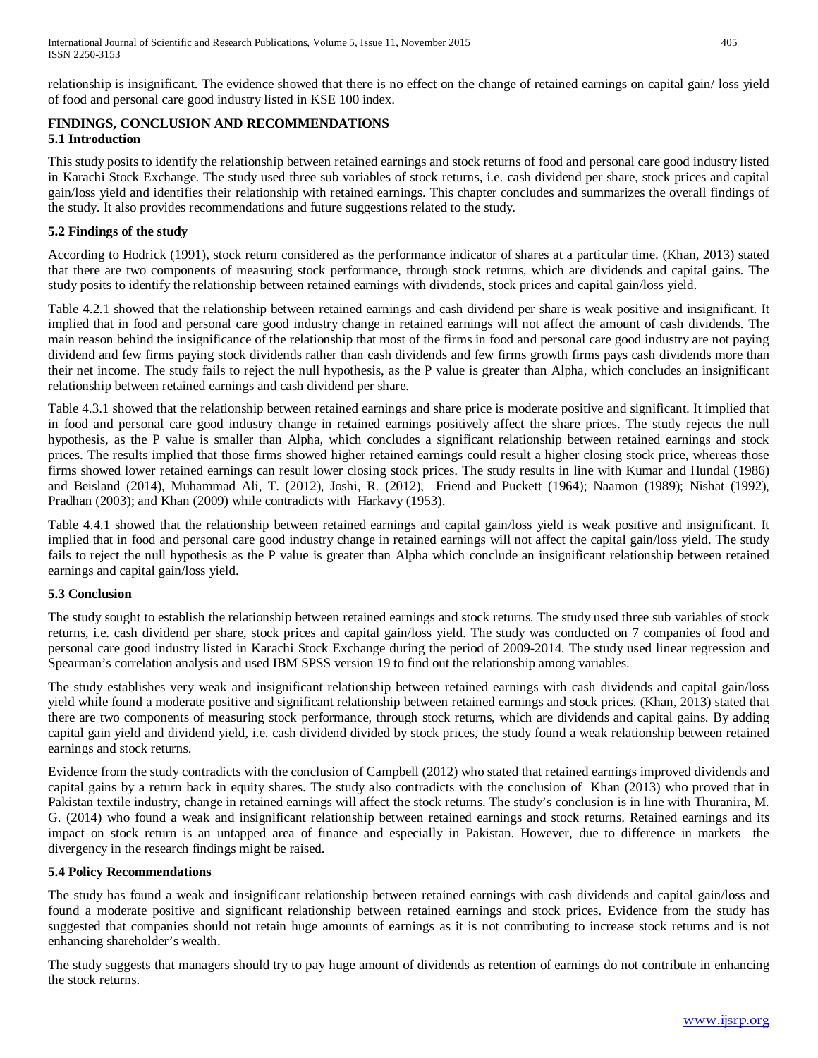relationship is insignificant. The evidence showed that there is no effect on the change of retained earnings on capital gain/ loss yield of food and personal care good industry listed in KSE 100 index.

## FINDINGS, CONCLUSION AND RECOMMENDATIONS

### 5.1 Introduction

This study posits to identify the relationship between retained earnings and stock returns of food and personal care good industry listed in Karachi Stock Exchange. The study used three sub variables of stock returns, i.e. cash dividend per share, stock prices and capital gain/loss yield and identifies their relationship with retained earnings. This chapter concludes and summarizes the overall findings of the study. It also provides recommendations and future suggestions related to the study.

### 5.2 Findings of the study

According to Hodrick (1991), stock return considered as the performance indicator of shares at a particular time. (Khan, 2013) stated that there are two components of measuring stock performance, through stock returns, which are dividends and capital gains. The study posits to identify the relationship between retained earnings with dividends, stock prices and capital gain/loss yield.

Table 4.2.1 showed that the relationship between retained earnings and cash dividend per share is weak positive and insignificant. It implied that in food and personal care good industry change in retained earnings will not affect the amount of cash dividends. The main reason behind the insignificance of the relationship that most of the firms in food and personal care good industry are not paying dividend and few firms paying stock dividends rather than cash dividends and few firms growth firms pays cash dividends more than their net income. The study fails to reject the null hypothesis, as the P value is greater than Alpha, which concludes an insignificant relationship between retained earnings and cash dividend per share.

Table 4.3.1 showed that the relationship between retained earnings and share price is moderate positive and significant. It implied that in food and personal care good industry change in retained earnings positively affect the share prices. The study rejects the null hypothesis, as the P value is smaller than Alpha, which concludes a significant relationship between retained earnings and stock prices. The results implied that those firms showed higher retained earnings could result a higher closing stock price, whereas those firms showed lower retained earnings can result lower closing stock prices. The study results in line with Kumar and Hundal (1986) and Beisland (2014), Muhammad Ali, T. (2012), Joshi, R. (2012), Friend and Puckett (1964); Naamon (1989); Nishat (1992), Pradhan (2003); and Khan (2009) while contradicts with Harkavy (1953).

Table 4.4.1 showed that the relationship between retained earnings and capital gain/loss yield is weak positive and insignificant. It implied that in food and personal care good industry change in retained earnings will not affect the capital gain/loss yield. The study fails to reject the null hypothesis as the P value is greater than Alpha which conclude an insignificant relationship between retained earnings and capital gain/loss yield.

### 5.3 Conclusion

The study sought to establish the relationship between retained earnings and stock returns. The study used three sub variables of stock returns, i.e. cash dividend per share, stock prices and capital gain/loss yield. The study was conducted on 7 companies of food and personal care good industry listed in Karachi Stock Exchange during the period of 2009-2014. The study used linear regression and Spearman's correlation analysis and used IBM SPSS version 19 to find out the relationship among variables.

The study establishes very weak and insignificant relationship between retained earnings with cash dividends and capital gain/loss yield while found a moderate positive and significant relationship between retained earnings and stock prices. (Khan, 2013) stated that there are two components of measuring stock performance, through stock returns, which are dividends and capital gains. By adding capital gain yield and dividend yield, i.e. cash dividend divided by stock prices, the study found a weak relationship between retained earnings and stock returns.

Evidence from the study contradicts with the conclusion of Campbell (2012) who stated that retained earnings improved dividends and capital gains by a return back in equity shares. The study also contradicts with the conclusion of Khan (2013) who proved that in Pakistan textile industry, change in retained earnings will affect the stock returns. The study's conclusion is in line with Thuranira, M. G. (2014) who found a weak and insignificant relationship between retained earnings and stock returns. Retained earnings and its impact on stock return is an untapped area of finance and especially in Pakistan. However, due to difference in markets the divergency in the research findings might be raised.

### 5.4 Policy Recommendations

The study has found a weak and insignificant relationship between retained earnings with cash dividends and capital gain/loss and found a moderate positive and significant relationship between retained earnings and stock prices. Evidence from the study has suggested that companies should not retain huge amounts of earnings as it is not contributing to increase stock returns and is not enhancing shareholder's wealth.

The study suggests that managers should try to pay huge amount of dividends as retention of earnings do not contribute in enhancing the stock returns.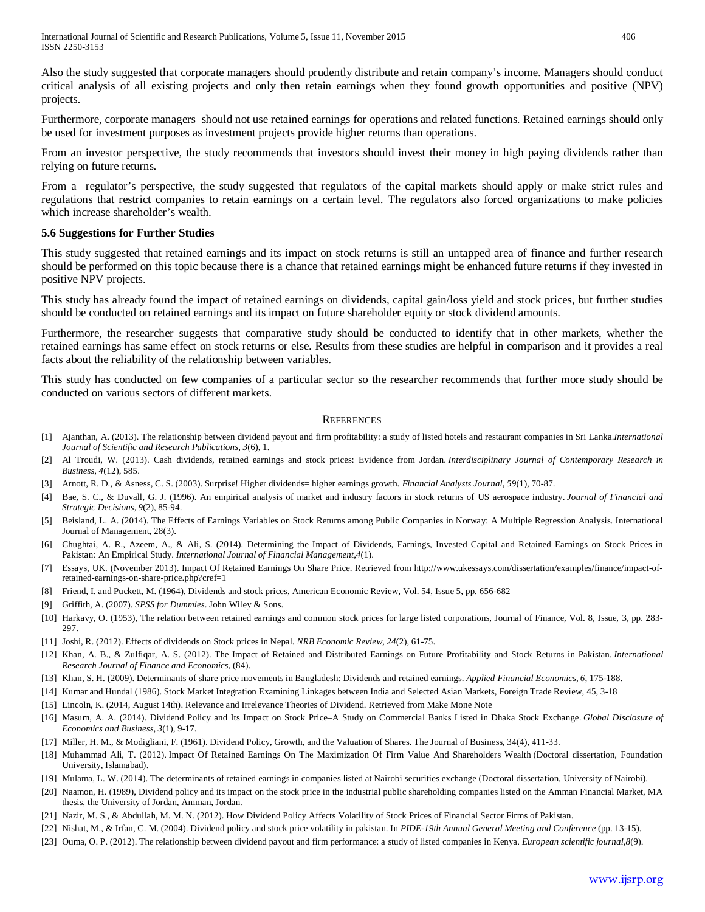Also the study suggested that corporate managers should prudently distribute and retain company's income. Managers should conduct critical analysis of all existing projects and only then retain earnings when they found growth opportunities and positive (NPV) projects.

Furthermore, corporate managers should not use retained earnings for operations and related functions. Retained earnings should only be used for investment purposes as investment projects provide higher returns than operations.

From an investor perspective, the study recommends that investors should invest their money in high paying dividends rather than relying on future returns.

From a regulator's perspective, the study suggested that regulators of the capital markets should apply or make strict rules and regulations that restrict companies to retain earnings on a certain level. The regulators also forced organizations to make policies which increase shareholder's wealth.

### 5.6 Suggestions for Further Studies

This study suggested that retained earnings and its impact on stock returns is still an untapped area of finance and further research should be performed on this topic because there is a chance that retained earnings might be enhanced future returns if they invested in positive NPV projects.

This study has already found the impact of retained earnings on dividends, capital gain/loss yield and stock prices, but further studies should be conducted on retained earnings and its impact on future shareholder equity or stock dividend amounts.

Furthermore, the researcher suggests that comparative study should be conducted to identify that in other markets, whether the retained earnings has same effect on stock returns or else. Results from these studies are helpful in comparison and it provides a real facts about the reliability of the relationship between variables.

This study has conducted on few companies of a particular sector so the researcher recommends that further more study should be conducted on various sectors of different markets.

## References

[1] Ajanthan, A. (2013). The relationship between dividend payout and firm profitability: a study of listed hotels and restaurant companies in Sri Lanka.*International Journal of Scientific and Research Publications*, *3*(6), 1.

[2] Al Troudi, W. (2013). Cash dividends, retained earnings and stock prices: Evidence from Jordan. *Interdisciplinary Journal of Contemporary Research in Business*, *4*(12), 585.

[3] Arnott, R. D., & Asness, C. S. (2003). Surprise! Higher dividends= higher earnings growth. *Financial Analysts Journal*, *59*(1), 70-87.

[4] Bae, S. C., & Duvall, G. J. (1996). An empirical analysis of market and industry factors in stock returns of US aerospace industry. *Journal of Financial and Strategic Decisions*, *9*(2), 85-94.

[5] Beisland, L. A. (2014). The Effects of Earnings Variables on Stock Returns among Public Companies in Norway: A Multiple Regression Analysis. International Journal of Management, 28(3).

[6] Chughtai, A. R., Azeem, A., & Ali, S. (2014). Determining the Impact of Dividends, Earnings, Invested Capital and Retained Earnings on Stock Prices in Pakistan: An Empirical Study. *International Journal of Financial Management*,*4*(1).

[7] Essays, UK. (November 2013). Impact Of Retained Earnings On Share Price. Retrieved from http://www.ukessays.com/dissertation/examples/finance/impact-of-retained-earnings-on-share-price.php?cref=1

[8] Friend, I. and Puckett, M. (1964), Dividends and stock prices, American Economic Review, Vol. 54, Issue 5, pp. 656-682

[9] Griffith, A. (2007). *SPSS for Dummies*. John Wiley & Sons.

[10] Harkavy, O. (1953), The relation between retained earnings and common stock prices for large listed corporations, Journal of Finance, Vol. 8, Issue, 3, pp. 283-297.

[11] Joshi, R. (2012). Effects of dividends on Stock prices in Nepal. *NRB Economic Review*, *24*(2), 61-75.

[12] Khan, A. B., & Zulfiqar, A. S. (2012). The Impact of Retained and Distributed Earnings on Future Profitability and Stock Returns in Pakistan. *International Research Journal of Finance and Economics*, (84).

[13] Khan, S. H. (2009). Determinants of share price movements in Bangladesh: Dividends and retained earnings. *Applied Financial Economics*, *6*, 175-188.

[14] Kumar and Hundal (1986). Stock Market Integration Examining Linkages between India and Selected Asian Markets, Foreign Trade Review, 45, 3-18

[15] Lincoln, K. (2014, August 14th). Relevance and Irrelevance Theories of Dividend. Retrieved from Make Mone Note

[16] Masum, A. A. (2014). Dividend Policy and Its Impact on Stock Price–A Study on Commercial Banks Listed in Dhaka Stock Exchange. *Global Disclosure of Economics and Business*, *3*(1), 9-17.

[17] Miller, H. M., & Modigliani, F. (1961). Dividend Policy, Growth, and the Valuation of Shares. The Journal of Business, 34(4), 411-33.

[18] Muhammad Ali, T. (2012). Impact Of Retained Earnings On The Maximization Of Firm Value And Shareholders Wealth (Doctoral dissertation, Foundation University, Islamabad).

[19] Mulama, L. W. (2014). The determinants of retained earnings in companies listed at Nairobi securities exchange (Doctoral dissertation, University of Nairobi).

[20] Naamon, H. (1989), Dividend policy and its impact on the stock price in the industrial public shareholding companies listed on the Amman Financial Market, MA thesis, the University of Jordan, Amman, Jordan.

[21] Nazir, M. S., & Abdullah, M. M. N. (2012). How Dividend Policy Affects Volatility of Stock Prices of Financial Sector Firms of Pakistan.

[22] Nishat, M., & Irfan, C. M. (2004). Dividend policy and stock price volatility in pakistan. In *PIDE-19th Annual General Meeting and Conference* (pp. 13-15).

[23] Ouma, O. P. (2012). The relationship between dividend payout and firm performance: a study of listed companies in Kenya. *European scientific journal*,*8*(9).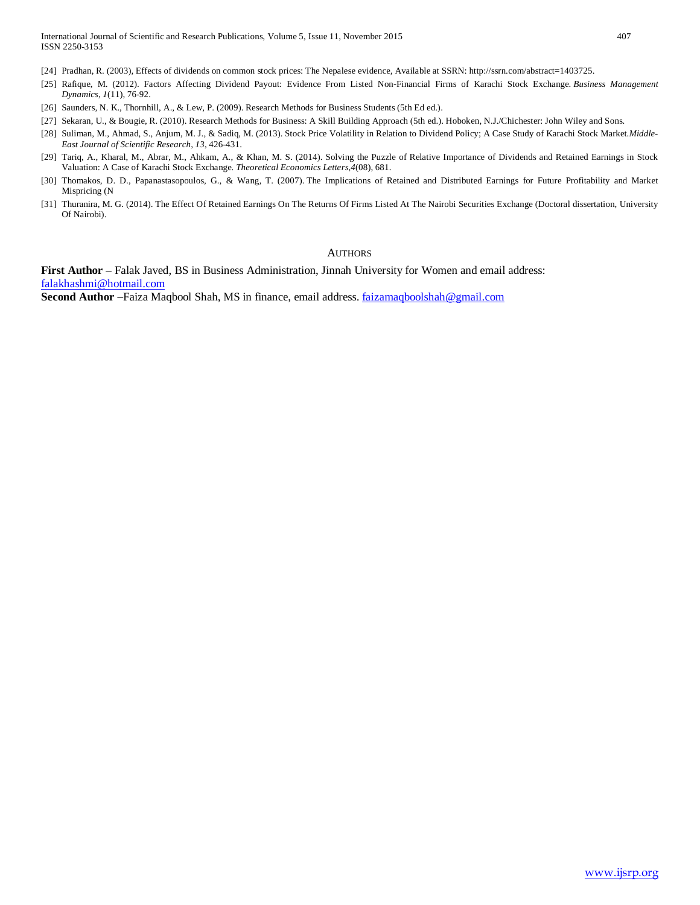[24] Pradhan, R. (2003), Effects of dividends on common stock prices: The Nepalese evidence, Available at SSRN: http://ssrn.com/abstract=1403725.

[25] Rafique, M. (2012). Factors Affecting Dividend Payout: Evidence From Listed Non-Financial Firms of Karachi Stock Exchange. *Business Management Dynamics*, *1*(11), 76-92.

[26] Saunders, N. K., Thornhill, A., & Lew, P. (2009). Research Methods for Business Students (5th Ed ed.).

[27] Sekaran, U., & Bougie, R. (2010). Research Methods for Business: A Skill Building Approach (5th ed.). Hoboken, N.J./Chichester: John Wiley and Sons.

[28] Suliman, M., Ahmad, S., Anjum, M. J., & Sadiq, M. (2013). Stock Price Volatility in Relation to Dividend Policy; A Case Study of Karachi Stock Market.*Middle-East Journal of Scientific Research*, *13*, 426-431.

[29] Tariq, A., Kharal, M., Abrar, M., Ahkam, A., & Khan, M. S. (2014). Solving the Puzzle of Relative Importance of Dividends and Retained Earnings in Stock Valuation: A Case of Karachi Stock Exchange. *Theoretical Economics Letters*,*4*(08), 681.

[30] Thomakos, D. D., Papanastasopoulos, G., & Wang, T. (2007). The Implications of Retained and Distributed Earnings for Future Profitability and Market Mispricing (N

[31] Thuranira, M. G. (2014). The Effect Of Retained Earnings On The Returns Of Firms Listed At The Nairobi Securities Exchange (Doctoral dissertation, University Of Nairobi).

## Authors

**First Author** – Falak Javed, BS in Business Administration, Jinnah University for Women and email address: falakhashmi@hotmail.com

**Second Author** –Faiza Maqbool Shah, MS in finance, email address. faizamaqboolshah@gmail.com